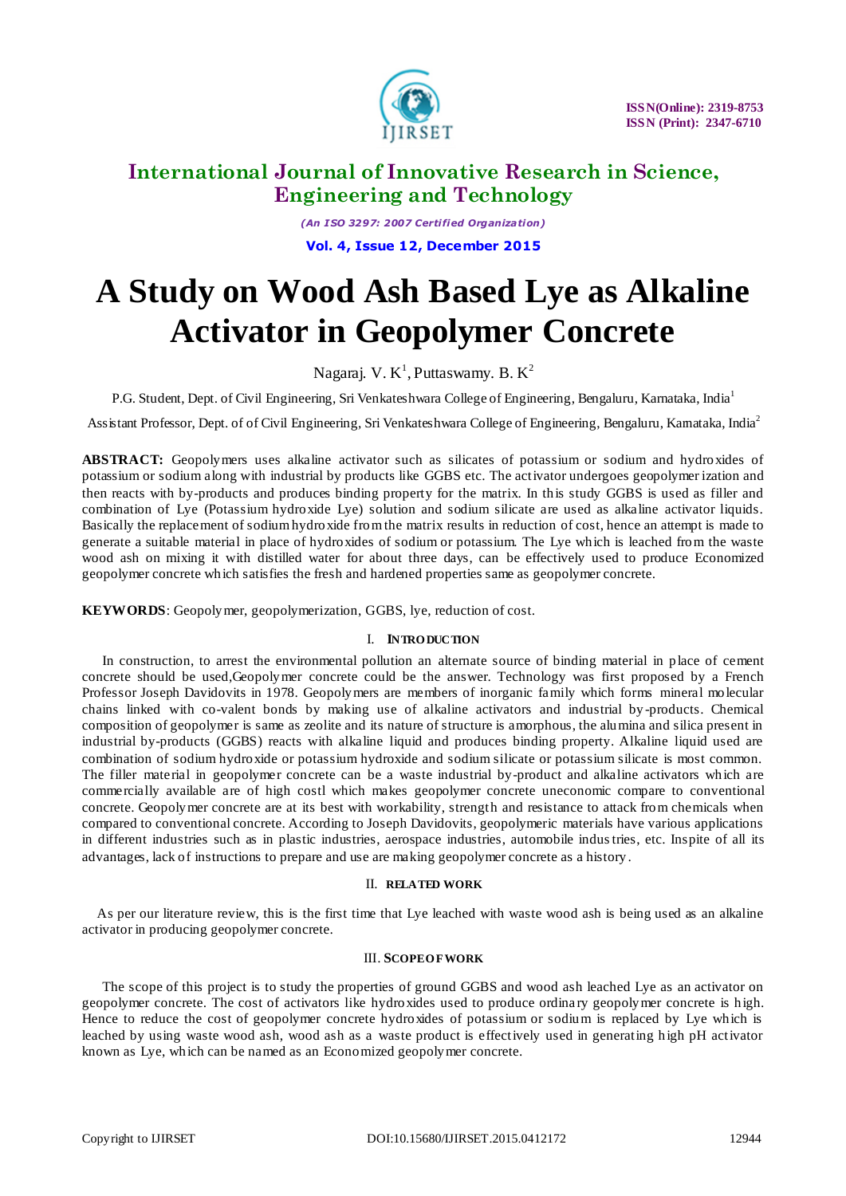# A Study on Wood Ash Based Lye as Alkaline Activator in Geopolymer Concrete

Nagaraj. V. K[1], Puttaswamy. B. K[2]

P.G. Student, Dept. of Civil Engineering, Sri Venkateshwara College of Engineering, Bengaluru, Karnataka, India[1]

Assistant Professor, Dept. of of Civil Engineering, Sri Venkateshwara College of Engineering, Bengaluru, Karnataka, India[2]

**ABSTRACT:** Geopolymers uses alkaline activator such as silicates of potassium or sodium and hydroxides of potassium or sodium along with industrial by products like GGBS etc. The activator undergoes geopolymer ization and then reacts with by-products and produces binding property for the matrix. In this study GGBS is used as filler and combination of Lye (Potassium hydroxide Lye) solution and sodium silicate are used as alkaline activator liquids. Basically the replacement of sodium hydroxide from the matrix results in reduction of cost, hence an attempt is made to generate a suitable material in place of hydroxides of sodium or potassium. The Lye which is leached from the waste wood ash on mixing it with distilled water for about three days, can be effectively used to produce Economized geopolymer concrete which satisfies the fresh and hardened properties same as geopolymer concrete.

**KEYWORDS**: Geopolymer, geopolymerization, GGBS, lye, reduction of cost.

## I. INTRODUCTION

In construction, to arrest the environmental pollution an alternate source of binding material in place of cement concrete should be used,Geopolymer concrete could be the answer. Technology was first proposed by a French Professor Joseph Davidovits in 1978. Geopolymers are members of inorganic family which forms mineral molecular chains linked with co-valent bonds by making use of alkaline activators and industrial by-products. Chemical composition of geopolymer is same as zeolite and its nature of structure is amorphous, the alumina and silica present in industrial by-products (GGBS) reacts with alkaline liquid and produces binding property. Alkaline liquid used are combination of sodium hydroxide or potassium hydroxide and sodium silicate or potassium silicate is most common. The filler material in geopolymer concrete can be a waste industrial by-product and alkaline activators which are commercially available are of high costl which makes geopolymer concrete uneconomic compare to conventional concrete. Geopolymer concrete are at its best with workability, strength and resistance to attack from chemicals when compared to conventional concrete. According to Joseph Davidovits, geopolymeric materials have various applications in different industries such as in plastic industries, aerospace industries, automobile industries, etc. Inspite of all its advantages, lack of instructions to prepare and use are making geopolymer concrete as a history.

## II. RELATED WORK

As per our literature review, this is the first time that Lye leached with waste wood ash is being used as an alkaline activator in producing geopolymer concrete.

## III. SCOPE OF WORK

The scope of this project is to study the properties of ground GGBS and wood ash leached Lye as an activator on geopolymer concrete. The cost of activators like hydroxides used to produce ordinary geopolymer concrete is high. Hence to reduce the cost of geopolymer concrete hydroxides of potassium or sodium is replaced by Lye which is leached by using waste wood ash, wood ash as a waste product is effectively used in generating high pH activator known as Lye, which can be named as an Economized geopolymer concrete.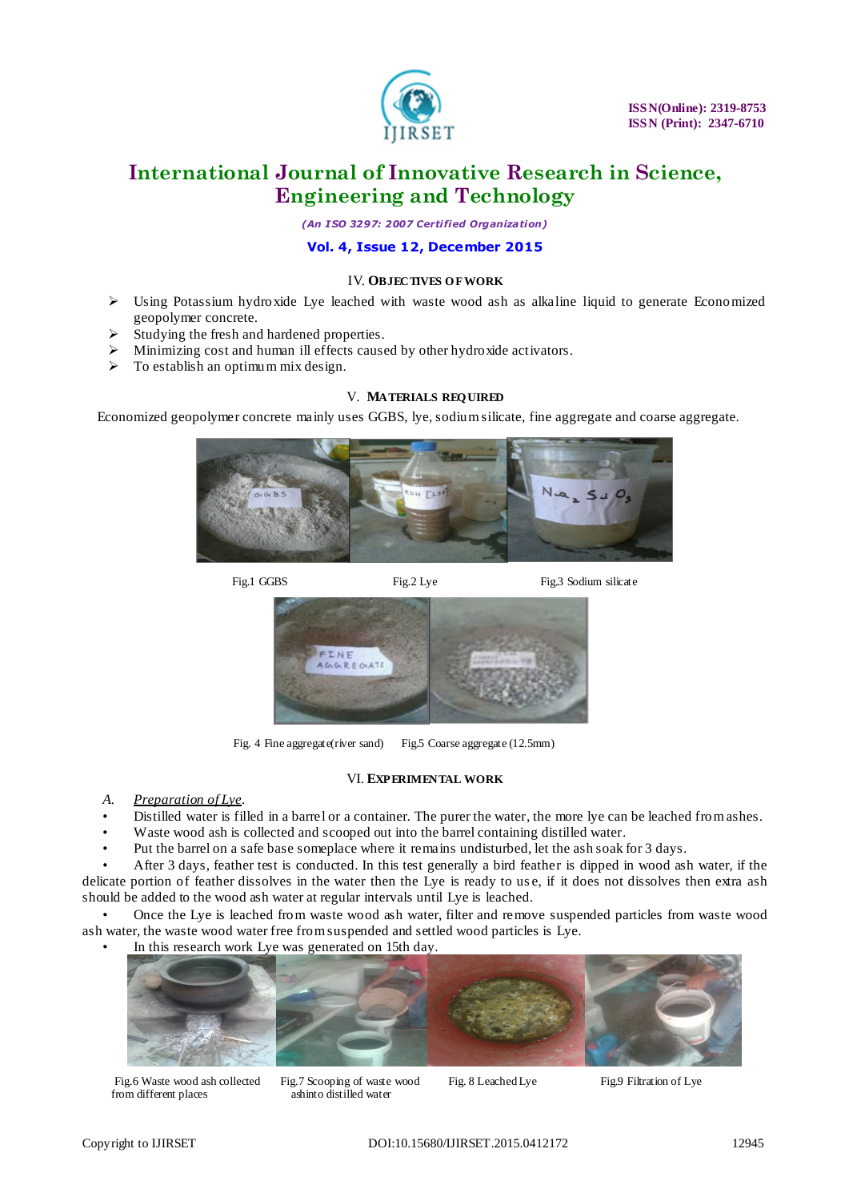## IV. OBJECTIVES OF WORK

- Using Potassium hydroxide Lye leached with waste wood ash as alkaline liquid to generate Economized geopolymer concrete.
- Studying the fresh and hardened properties.
- Minimizing cost and human ill effects caused by other hydroxide activators.
- To establish an optimum mix design.

## V. MATERIALS REQUIRED

Economized geopolymer concrete mainly uses GGBS, lye, sodium silicate, fine aggregate and coarse aggregate.

Fig.1 GGBS  Fig.2 Lye  Fig.3 Sodium silicate

Fig. 4 Fine aggregate(river sand)  Fig.5 Coarse aggregate (12.5mm)

## VI. EXPERIMENTAL WORK

### A. *Preparation of Lye*.

- Distilled water is filled in a barrel or a container. The purer the water, the more lye can be leached from ashes.
- Waste wood ash is collected and scooped out into the barrel containing distilled water.
- Put the barrel on a safe base someplace where it remains undisturbed, let the ash soak for 3 days.
- After 3 days, feather test is conducted. In this test generally a bird feather is dipped in wood ash water, if the delicate portion of feather dissolves in the water then the Lye is ready to use, if it does not dissolves then extra ash should be added to the wood ash water at regular intervals until Lye is leached.
- Once the Lye is leached from waste wood ash water, filter and remove suspended particles from waste wood ash water, the waste wood water free from suspended and settled wood particles is Lye.
- In this research work Lye was generated on 15th day.

Fig.6 Waste wood ash collected from different places  Fig.7 Scooping of waste wood ashinto distilled water  Fig. 8 Leached Lye  Fig.9 Filtration of Lye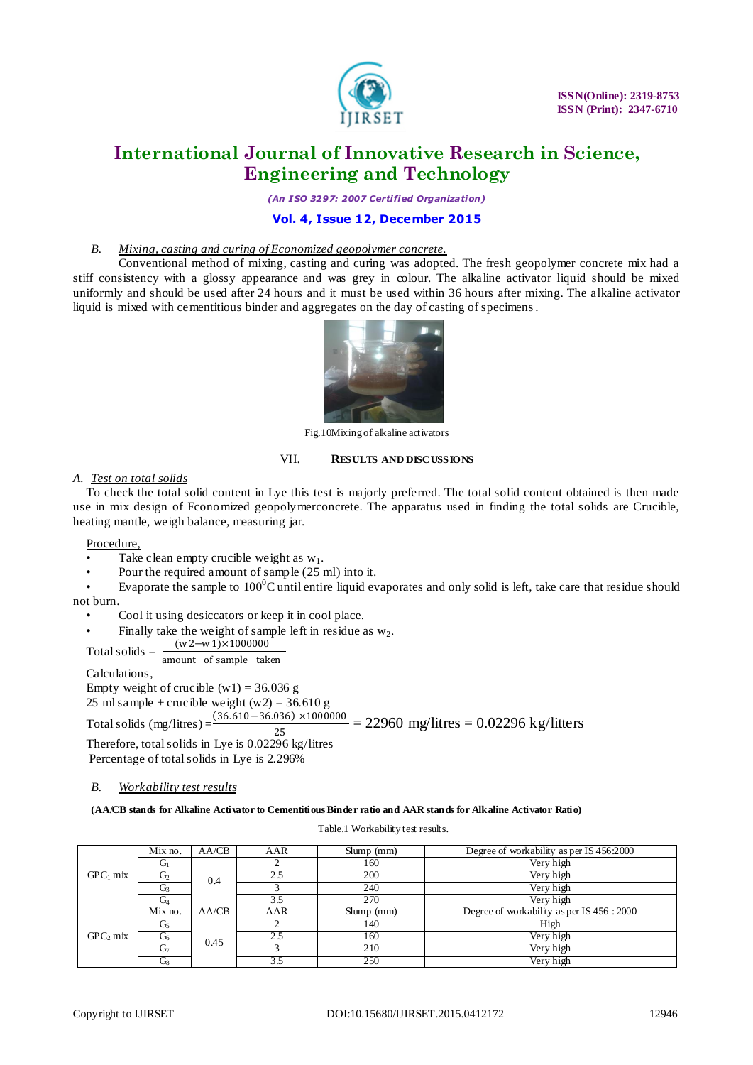### B. Mixing, casting and curing of Economized geopolymer concrete.

Conventional method of mixing, casting and curing was adopted. The fresh geopolymer concrete mix had a stiff consistency with a glossy appearance and was grey in colour. The alkaline activator liquid should be mixed uniformly and should be used after 24 hours and it must be used within 36 hours after mixing. The alkaline activator liquid is mixed with cementitious binder and aggregates on the day of casting of specimens.

Fig.10Mixing of alkaline activators

## VII. RESULTS AND DISCUSSIONS

### A. Test on total solids

To check the total solid content in Lye this test is majorly preferred. The total solid content obtained is then made use in mix design of Economized geopolymerconcrete. The apparatus used in finding the total solids are Crucible, heating mantle, weigh balance, measuring jar.

Procedure,

- Take clean empty crucible weight as $w_1$.
- Pour the required amount of sample (25 ml) into it.
- Evaporate the sample to $100^0$C until entire liquid evaporates and only solid is left, take care that residue should not burn.
- Cool it using desiccators or keep it in cool place.
- Finally take the weight of sample left in residue as $w_2$.

Total solids = $\frac{(w2-w1)\times 1000000}{\text{amount of sample taken}}$

Calculations,

Empty weight of crucible (w1) = 36.036 g

25 ml sample + crucible weight (w2) = 36.610 g

Total solids (mg/litres) = $\frac{(36.610-36.036)\times 1000000}{25}$ = 22960 mg/litres = 0.02296 kg/litters

Therefore, total solids in Lye is 0.02296 kg/litres

Percentage of total solids in Lye is 2.296%

### B. Workability test results

**(AA/CB stands for Alkaline Activator to Cementitious Binder ratio and AAR stands for Alkaline Activator Ratio)**

Table.1 Workability test results.

| | Mix no. | AA/CB | AAR | Slump (mm) | Degree of workability as per IS 456:2000 |
|---|---|---|---|---|---|
| $GPC_1$ mix | $G_1$ | 0.4 | 2 | 160 | Very high |
| | $G_2$ | | 2.5 | 200 | Very high |
| | $G_3$ | | 3 | 240 | Very high |
| | $G_4$ | | 3.5 | 270 | Very high |
| $GPC_2$ mix | Mix no. | AA/CB | AAR | Slump (mm) | Degree of workability as per IS 456 : 2000 |
| | $G_5$ | 0.45 | 2 | 140 | High |
| | $G_6$ | | 2.5 | 160 | Very high |
| | $G_7$ | | 3 | 210 | Very high |
| | $G_8$ | | 3.5 | 250 | Very high |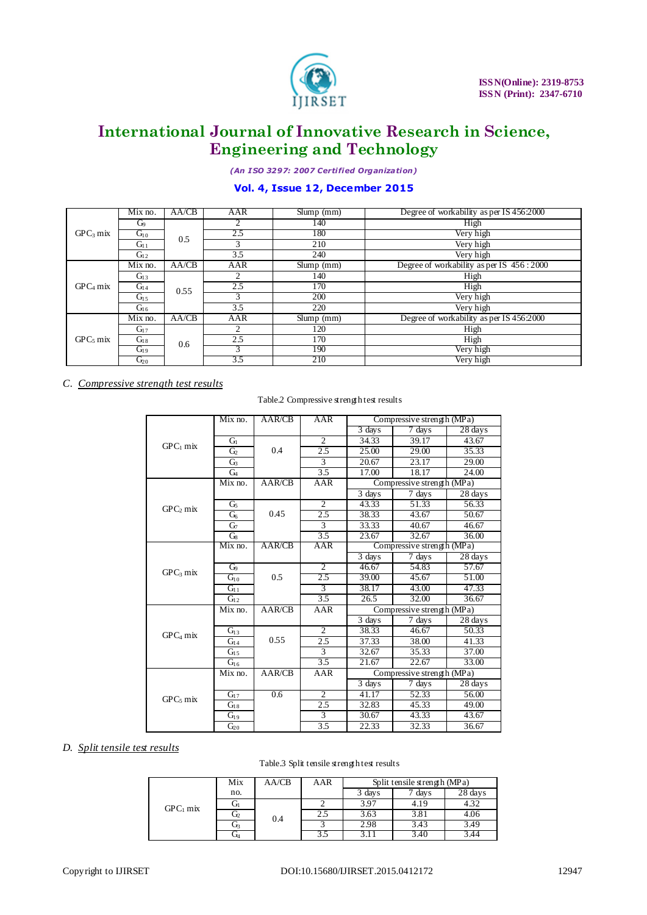| | Mix no. | AA/CB | AAR | Slump (mm) | Degree of workability as per IS 456:2000 |
|---|---|---|---|---|---|
| $GPC_3$ mix | $G_9$ | 0.5 | 2 | 140 | High |
| | $G_{10}$ | | 2.5 | 180 | Very high |
| | $G_{11}$ | | 3 | 210 | Very high |
| | $G_{12}$ | | 3.5 | 240 | Very high |
| $GPC_4$ mix | Mix no. | AA/CB | AAR | Slump (mm) | Degree of workability as per IS 456 : 2000 |
| | $G_{13}$ | 0.55 | 2 | 140 | High |
| | $G_{14}$ | | 2.5 | 170 | High |
| | $G_{15}$ | | 3 | 200 | Very high |
| | $G_{16}$ | | 3.5 | 220 | Very high |
| $GPC_5$ mix | Mix no. | AA/CB | AAR | Slump (mm) | Degree of workability as per IS 456:2000 |
| | $G_{17}$ | 0.6 | 2 | 120 | High |
| | $G_{18}$ | | 2.5 | 170 | High |
| | $G_{19}$ | | 3 | 190 | Very high |
| | $G_{20}$ | | 3.5 | 210 | Very high |

### C. *Compressive strength test results*

Table.2 Compressive strength test results

| | Mix no. | AAR/CB | AAR | Compressive strength (MPa) | | |
|---|---|---|---|---|---|---|
| | | | | 3 days | 7 days | 28 days |
| $GPC_1$ mix | $G_1$ | 0.4 | 2 | 34.33 | 39.17 | 43.67 |
| | $G_2$ | | 2.5 | 25.00 | 29.00 | 35.33 |
| | $G_3$ | | 3 | 20.67 | 23.17 | 29.00 |
| | $G_4$ | | 3.5 | 17.00 | 18.17 | 24.00 |
| $GPC_2$ mix | Mix no. | AAR/CB | AAR | Compressive strength (MPa) | | |
| | | | | 3 days | 7 days | 28 days |
| | $G_5$ | 0.45 | 2 | 43.33 | 51.33 | 56.33 |
| | $G_6$ | | 2.5 | 38.33 | 43.67 | 50.67 |
| | $G_7$ | | 3 | 33.33 | 40.67 | 46.67 |
| | $G_8$ | | 3.5 | 23.67 | 32.67 | 36.00 |
| $GPC_3$ mix | Mix no. | AAR/CB | AAR | Compressive strength (MPa) | | |
| | | | | 3 days | 7 days | 28 days |
| | $G_9$ | 0.5 | 2 | 46.67 | 54.83 | 57.67 |
| | $G_{10}$ | | 2.5 | 39.00 | 45.67 | 51.00 |
| | $G_{11}$ | | 3 | 38.17 | 43.00 | 47.33 |
| | $G_{12}$ | | 3.5 | 26.5 | 32.00 | 36.67 |
| $GPC_4$ mix | Mix no. | AAR/CB | AAR | Compressive strength (MPa) | | |
| | | | | 3 days | 7 days | 28 days |
| | $G_{13}$ | 0.55 | 2 | 38.33 | 46.67 | 50.33 |
| | $G_{14}$ | | 2.5 | 37.33 | 38.00 | 41.33 |
| | $G_{15}$ | | 3 | 32.67 | 35.33 | 37.00 |
| | $G_{16}$ | | 3.5 | 21.67 | 22.67 | 33.00 |
| $GPC_5$ mix | Mix no. | AAR/CB | AAR | Compressive strength (MPa) | | |
| | | | | 3 days | 7 days | 28 days |
| | $G_{17}$ | 0.6 | 2 | 41.17 | 52.33 | 56.00 |
| | $G_{18}$ | | 2.5 | 32.83 | 45.33 | 49.00 |
| | $G_{19}$ | | 3 | 30.67 | 43.33 | 43.67 |
| | $G_{20}$ | | 3.5 | 22.33 | 32.33 | 36.67 |

### D. *Split tensile test results*

Table.3 Split tensile strength test results

| | Mix no. | AA/CB | AAR | Split tensile strength (MPa) | | |
|---|---|---|---|---|---|---|
| | | | | 3 days | 7 days | 28 days |
| $GPC_1$ mix | $G_1$ | 0.4 | 2 | 3.97 | 4.19 | 4.32 |
| | $G_2$ | | 2.5 | 3.63 | 3.81 | 4.06 |
| | $G_3$ | | 3 | 2.98 | 3.43 | 3.49 |
| | $G_4$ | | 3.5 | 3.11 | 3.40 | 3.44 |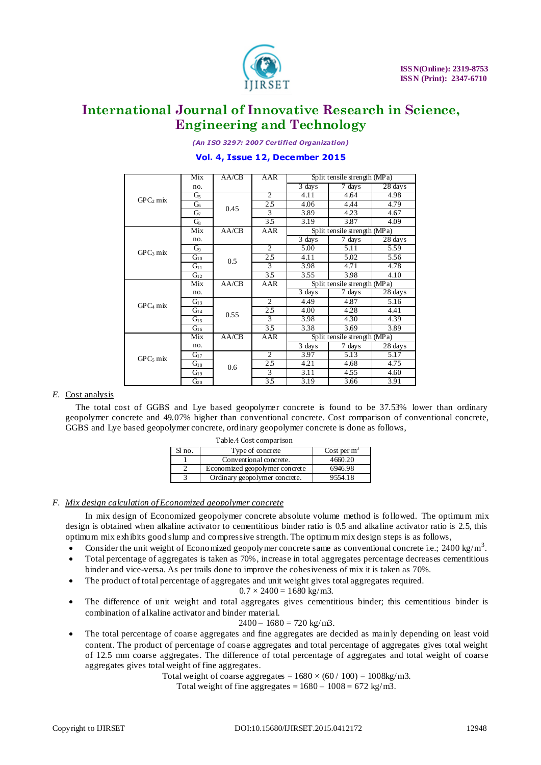| | Mix no. | AA/CB | AAR | Split tensile strength (MPa) | | |
|---|---|---|---|---|---|---|
| | | | | 3 days | 7 days | 28 days |
| $GPC_2$ mix | $G_5$ | 0.45 | 2 | 4.11 | 4.64 | 4.98 |
| | $G_6$ | | 2.5 | 4.06 | 4.44 | 4.79 |
| | $G_7$ | | 3 | 3.89 | 4.23 | 4.67 |
| | $G_8$ | | 3.5 | 3.19 | 3.87 | 4.09 |
| | Mix no. | AA/CB | AAR | Split tensile strength (MPa) | | |
| | | | | 3 days | 7 days | 28 days |
| $GPC_3$ mix | $G_9$ | 0.5 | 2 | 5.00 | 5.11 | 5.59 |
| | $G_{10}$ | | 2.5 | 4.11 | 5.02 | 5.56 |
| | $G_{11}$ | | 3 | 3.98 | 4.71 | 4.78 |
| | $G_{12}$ | | 3.5 | 3.55 | 3.98 | 4.10 |
| | Mix no. | AA/CB | AAR | Split tensile strength (MPa) | | |
| | | | | 3 days | 7 days | 28 days |
| $GPC_4$ mix | $G_{13}$ | 0.55 | 2 | 4.49 | 4.87 | 5.16 |
| | $G_{14}$ | | 2.5 | 4.00 | 4.28 | 4.41 |
| | $G_{15}$ | | 3 | 3.98 | 4.30 | 4.39 |
| | $G_{16}$ | | 3.5 | 3.38 | 3.69 | 3.89 |
| | Mix no. | AA/CB | AAR | Split tensile strength (MPa) | | |
| | | | | 3 days | 7 days | 28 days |
| $GPC_5$ mix | $G_{17}$ | 0.6 | 2 | 3.97 | 5.13 | 5.17 |
| | $G_{18}$ | | 2.5 | 4.21 | 4.68 | 4.75 |
| | $G_{19}$ | | 3 | 3.11 | 4.55 | 4.60 |
| | $G_{20}$ | | 3.5 | 3.19 | 3.66 | 3.91 |

### E. Cost analysis

The total cost of GGBS and Lye based geopolymer concrete is found to be 37.53% lower than ordinary geopolymer concrete and 49.07% higher than conventional concrete. Cost comparison of conventional concrete, GGBS and Lye based geopolymer concrete, ordinary geopolymer concrete is done as follows,

Table.4 Cost comparison

| Sl no. | Type of concrete | Cost per $m^3$ |
|---|---|---|
| 1 | Conventional concrete. | 4660.20 |
| 2 | Economized geopolymer concrete | 6946.98 |
| 3 | Ordinary geopolymer concrete. | 9554.18 |

### F. Mix design calculation of Economized geopolymer concrete

In mix design of Economized geopolymer concrete absolute volume method is followed. The optimum mix design is obtained when alkaline activator to cementitious binder ratio is 0.5 and alkaline activator ratio is 2.5, this optimum mix exhibits good slump and compressive strength. The optimum mix design steps is as follows,

- Consider the unit weight of Economized geopolymer concrete same as conventional concrete i.e.; 2400 $kg/m^3$.
- Total percentage of aggregates is taken as 70%, increase in total aggregates percentage decreases cementitious binder and vice-versa. As per trails done to improve the cohesiveness of mix it is taken as 70%.
- The product of total percentage of aggregates and unit weight gives total aggregates required.
  $$0.7 \times 2400 = 1680 \text{ kg/m3}.$$
- The difference of unit weight and total aggregates gives cementitious binder; this cementitious binder is combination of alkaline activator and binder material.
  $$2400 - 1680 = 720 \text{ kg/m3}.$$
- The total percentage of coarse aggregates and fine aggregates are decided as mainly depending on least void content. The product of percentage of coarse aggregates and total percentage of aggregates gives total weight of 12.5 mm coarse aggregates. The difference of total percentage of aggregates and total weight of coarse aggregates gives total weight of fine aggregates.
  $$\text{Total weight of coarse aggregates} = 1680 \times (60 / 100) = 1008 \text{kg/m3}.$$
  $$\text{Total weight of fine aggregates} = 1680 - 1008 = 672 \text{ kg/m3}.$$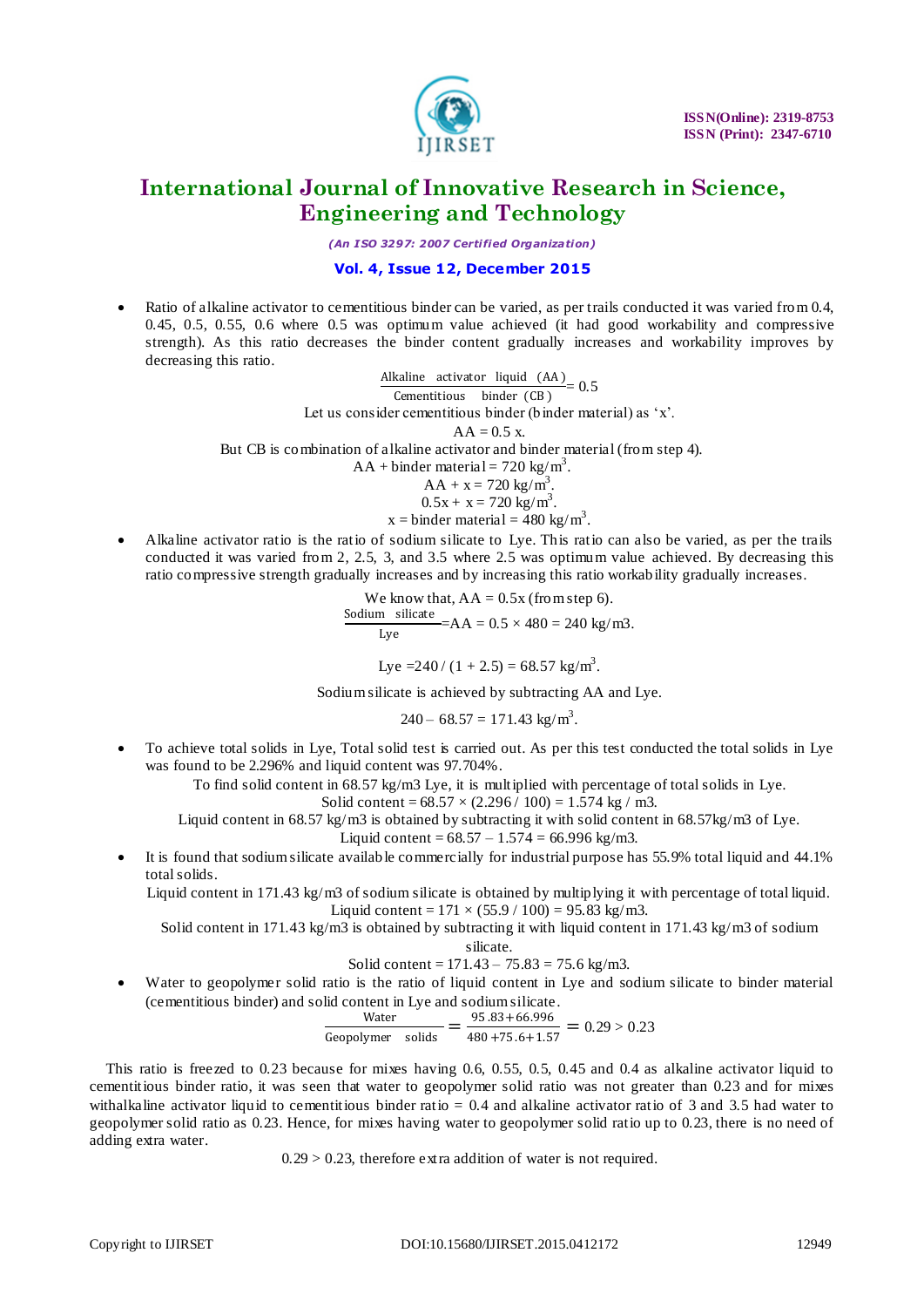- Ratio of alkaline activator to cementitious binder can be varied, as per trails conducted it was varied from 0.4, 0.45, 0.5, 0.55, 0.6 where 0.5 was optimum value achieved (it had good workability and compressive strength). As this ratio decreases the binder content gradually increases and workability improves by decreasing this ratio.

$$\frac{\text{Alkaline activator liquid (AA)}}{\text{Cementitious binder (CB)}} = 0.5$$

Let us consider cementitious binder (binder material) as 'x'.

AA = 0.5 x.

But CB is combination of alkaline activator and binder material (from step 4).

AA + binder material = 720 kg/m$^3$.

AA + x = 720 kg/m$^3$.

0.5x + x = 720 kg/m$^3$.

x = binder material = 480 kg/m$^3$.

- Alkaline activator ratio is the ratio of sodium silicate to Lye. This ratio can also be varied, as per the trails conducted it was varied from 2, 2.5, 3, and 3.5 where 2.5 was optimum value achieved. By decreasing this ratio compressive strength gradually increases and by increasing this ratio workability gradually increases.

We know that, AA = 0.5x (from step 6).

$$\frac{\text{Sodium silicate}}{\text{Lye}} = \text{AA} = 0.5 \times 480 = 240 \text{ kg/m3.}$$

Lye = 240 / (1 + 2.5) = 68.57 kg/m$^3$.

Sodium silicate is achieved by subtracting AA and Lye.

240 – 68.57 = 171.43 kg/m$^3$.

- To achieve total solids in Lye, Total solid test is carried out. As per this test conducted the total solids in Lye was found to be 2.296% and liquid content was 97.704%.

To find solid content in 68.57 kg/m3 Lye, it is multiplied with percentage of total solids in Lye.

Solid content = 68.57 × (2.296 / 100) = 1.574 kg / m3.

Liquid content in 68.57 kg/m3 is obtained by subtracting it with solid content in 68.57kg/m3 of Lye.

Liquid content = 68.57 – 1.574 = 66.996 kg/m3.

- It is found that sodium silicate available commercially for industrial purpose has 55.9% total liquid and 44.1% total solids.

Liquid content in 171.43 kg/m3 of sodium silicate is obtained by multiplying it with percentage of total liquid.

Liquid content = 171 × (55.9 / 100) = 95.83 kg/m3.

Solid content in 171.43 kg/m3 is obtained by subtracting it with liquid content in 171.43 kg/m3 of sodium silicate.

Solid content = 171.43 – 75.83 = 75.6 kg/m3.

- Water to geopolymer solid ratio is the ratio of liquid content in Lye and sodium silicate to binder material (cementitious binder) and solid content in Lye and sodium silicate.

$$\frac{\text{Water}}{\text{Geopolymer solids}} = \frac{95.83 + 66.996}{480 + 75.6 + 1.57} = 0.29 > 0.23$$

This ratio is freezed to 0.23 because for mixes having 0.6, 0.55, 0.5, 0.45 and 0.4 as alkaline activator liquid to cementitious binder ratio, it was seen that water to geopolymer solid ratio was not greater than 0.23 and for mixes withalkaline activator liquid to cementitious binder ratio = 0.4 and alkaline activator ratio of 3 and 3.5 had water to geopolymer solid ratio as 0.23. Hence, for mixes having water to geopolymer solid ratio up to 0.23, there is no need of adding extra water.

0.29 > 0.23, therefore extra addition of water is not required.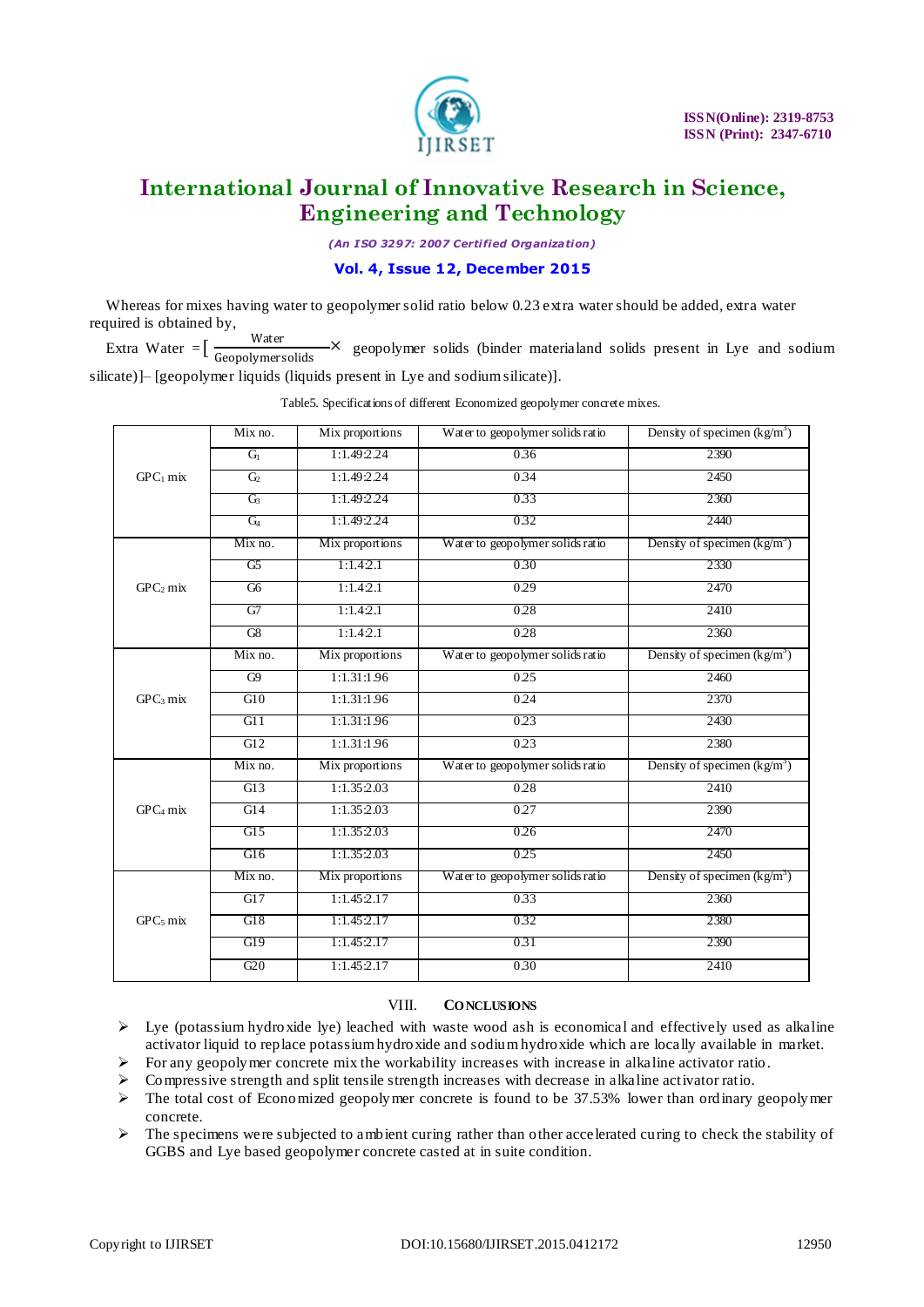Whereas for mixes having water to geopolymer solid ratio below 0.23 extra water should be added, extra water required is obtained by,

Extra Water $= [\frac{\text{Water}}{\text{Geopolymer solids}} \times$ geopolymer solids (binder materialand solids present in Lye and sodium silicate)]– [geopolymer liquids (liquids present in Lye and sodium silicate)].

Table5. Specifications of different Economized geopolymer concrete mixes.

| | Mix no. | Mix proportions | Water to geopolymer solids ratio | Density of specimen (kg/m$^3$) |
|---|---|---|---|---|
| $GPC_1$ mix | $G_1$ | 1:1.49:2.24 | 0.36 | 2390 |
| | $G_2$ | 1:1.49:2.24 | 0.34 | 2450 |
| | $G_3$ | 1:1.49:2.24 | 0.33 | 2360 |
| | $G_4$ | 1:1.49:2.24 | 0.32 | 2440 |
| $GPC_2$ mix | Mix no. | Mix proportions | Water to geopolymer solids ratio | Density of specimen (kg/m$^3$) |
| | G5 | 1:1.4:2.1 | 0.30 | 2330 |
| | G6 | 1:1.4:2.1 | 0.29 | 2470 |
| | G7 | 1:1.4:2.1 | 0.28 | 2410 |
| | G8 | 1:1.4:2.1 | 0.28 | 2360 |
| $GPC_3$ mix | Mix no. | Mix proportions | Water to geopolymer solids ratio | Density of specimen (kg/m$^3$) |
| | G9 | 1:1.31:1.96 | 0.25 | 2460 |
| | G10 | 1:1.31:1.96 | 0.24 | 2370 |
| | G11 | 1:1.31:1.96 | 0.23 | 2430 |
| | G12 | 1:1.31:1.96 | 0.23 | 2380 |
| $GPC_4$ mix | Mix no. | Mix proportions | Water to geopolymer solids ratio | Density of specimen (kg/m$^3$) |
| | G13 | 1:1.35:2.03 | 0.28 | 2410 |
| | G14 | 1:1.35:2.03 | 0.27 | 2390 |
| | G15 | 1:1.35:2.03 | 0.26 | 2470 |
| | G16 | 1:1.35:2.03 | 0.25 | 2450 |
| $GPC_5$ mix | Mix no. | Mix proportions | Water to geopolymer solids ratio | Density of specimen (kg/m$^3$) |
| | G17 | 1:1.45:2.17 | 0.33 | 2360 |
| | G18 | 1:1.45:2.17 | 0.32 | 2380 |
| | G19 | 1:1.45:2.17 | 0.31 | 2390 |
| | G20 | 1:1.45:2.17 | 0.30 | 2410 |

## VIII. CONCLUSIONS

- Lye (potassium hydroxide lye) leached with waste wood ash is economical and effectively used as alkaline activator liquid to replace potassium hydroxide and sodium hydroxide which are locally available in market.
- For any geopolymer concrete mix the workability increases with increase in alkaline activator ratio.
- Compressive strength and split tensile strength increases with decrease in alkaline activator ratio.
- The total cost of Economized geopolymer concrete is found to be 37.53% lower than ordinary geopolymer concrete.
- The specimens were subjected to ambient curing rather than other accelerated curing to check the stability of GGBS and Lye based geopolymer concrete casted at in suite condition.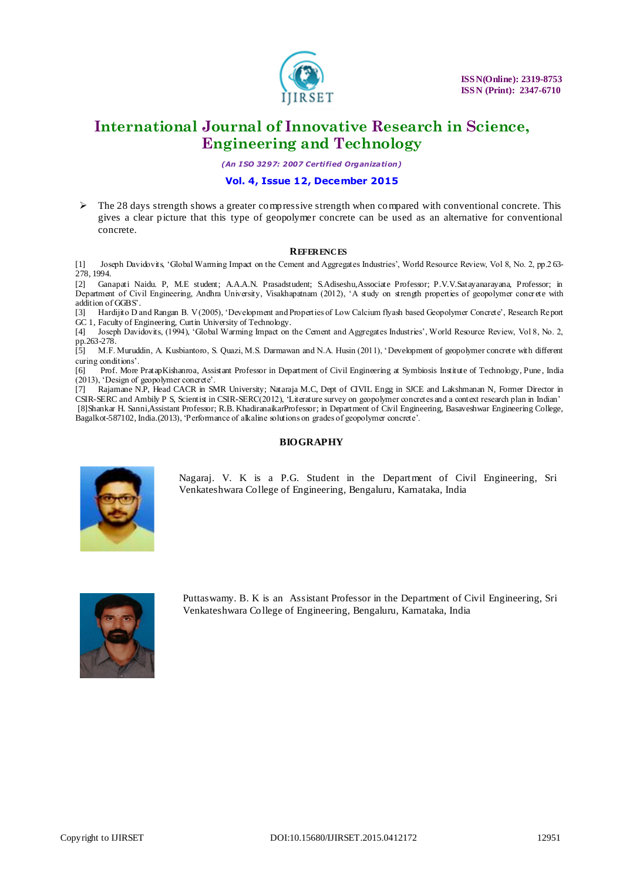- The 28 days strength shows a greater compressive strength when compared with conventional concrete. This gives a clear picture that this type of geopolymer concrete can be used as an alternative for conventional concrete.

## REFERENCES

[1] Joseph Davidovits, 'Global Warming Impact on the Cement and Aggregates Industries', World Resource Review, Vol 8, No. 2, pp.263-278, 1994.

[2] Ganapati Naidu. P, M.E student; A.A.A.N. Prasadstudent; S.Adiseshu,Associate Professor; P.V.V.Satayanarayana, Professor; in Department of Civil Engineering, Andhra University, Visakhapatnam (2012), 'A study on strength properties of geopolymer concrete with addition of GGBS'.

[3] Hardijito D and Rangan B. V(2005), 'Development and Properties of Low Calcium flyash based Geopolymer Concrete', Research Report GC 1, Faculty of Engineering, Curtin University of Technology.

[4] Joseph Davidovits, (1994), 'Global Warming Impact on the Cement and Aggregates Industries', World Resource Review, Vol 8, No. 2, pp.263-278.

[5] M.F. Muruddin, A. Kusbiantoro, S. Quazi, M.S. Darmawan and N.A. Husin (2011), 'Development of geopolymer concrete with different curing conditions'.

[6] Prof. More PratapKishanroa, Assistant Professor in Department of Civil Engineering at Symbiosis Institute of Technology, Pune, India (2013), 'Design of geopolymer concrete'.

[7] Rajamane N.P, Head CACR in SMR University; Nataraja M.C, Dept of CIVIL Engg in SJCE and Lakshmanan N, Former Director in CSIR-SERC and Ambily P S, Scientist in CSIR-SERC(2012), 'Literature survey on geopolymer concretes and a context research plan in Indian'

[8]Shankar H. Sanni,Assistant Professor; R.B. KhadiranaikarProfessor; in Department of Civil Engineering, Basaveshwar Engineering College, Bagalkot-587102, India.(2013), 'Performance of alkaline solutions on grades of geopolymer concrete'.

## BIOGRAPHY

Nagaraj. V. K is a P.G. Student in the Department of Civil Engineering, Sri Venkateshwara College of Engineering, Bengaluru, Karnataka, India

Puttaswamy. B. K is an Assistant Professor in the Department of Civil Engineering, Sri Venkateshwara College of Engineering, Bengaluru, Karnataka, India